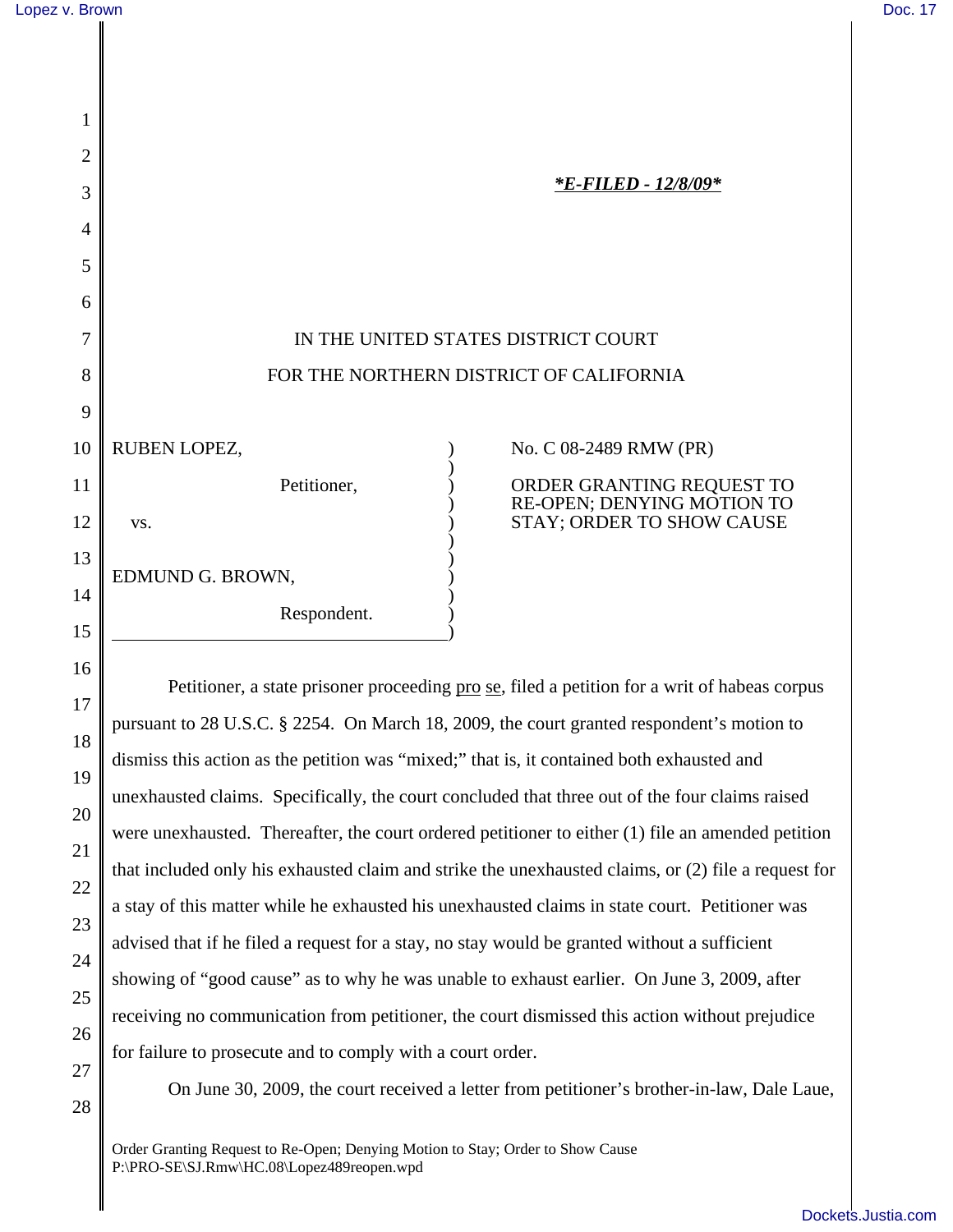*E-FILED - 12/8/09*

IN THE UNITED STATES DISTRICT COURT

FOR THE NORTHERN DISTRICT OF CALIFORNIA

RUBEN LOPEZ,

Petitioner,

vs.

EDMUND G. BROWN,

Respondent.

No. C 08-2489 RMW (PR)

ORDER GRANTING REQUEST TO RE-OPEN; DENYING MOTION TO STAY; ORDER TO SHOW CAUSE

Petitioner, a state prisoner proceeding pro se, filed a petition for a writ of habeas corpus pursuant to 28 U.S.C. § 2254. On March 18, 2009, the court granted respondent's motion to dismiss this action as the petition was "mixed;" that is, it contained both exhausted and unexhausted claims. Specifically, the court concluded that three out of the four claims raised were unexhausted. Thereafter, the court ordered petitioner to either (1) file an amended petition that included only his exhausted claim and strike the unexhausted claims, or (2) file a request for a stay of this matter while he exhausted his unexhausted claims in state court. Petitioner was advised that if he filed a request for a stay, no stay would be granted without a sufficient showing of "good cause" as to why he was unable to exhaust earlier. On June 3, 2009, after receiving no communication from petitioner, the court dismissed this action without prejudice for failure to prosecute and to comply with a court order.

On June 30, 2009, the court received a letter from petitioner's brother-in-law, Dale Laue,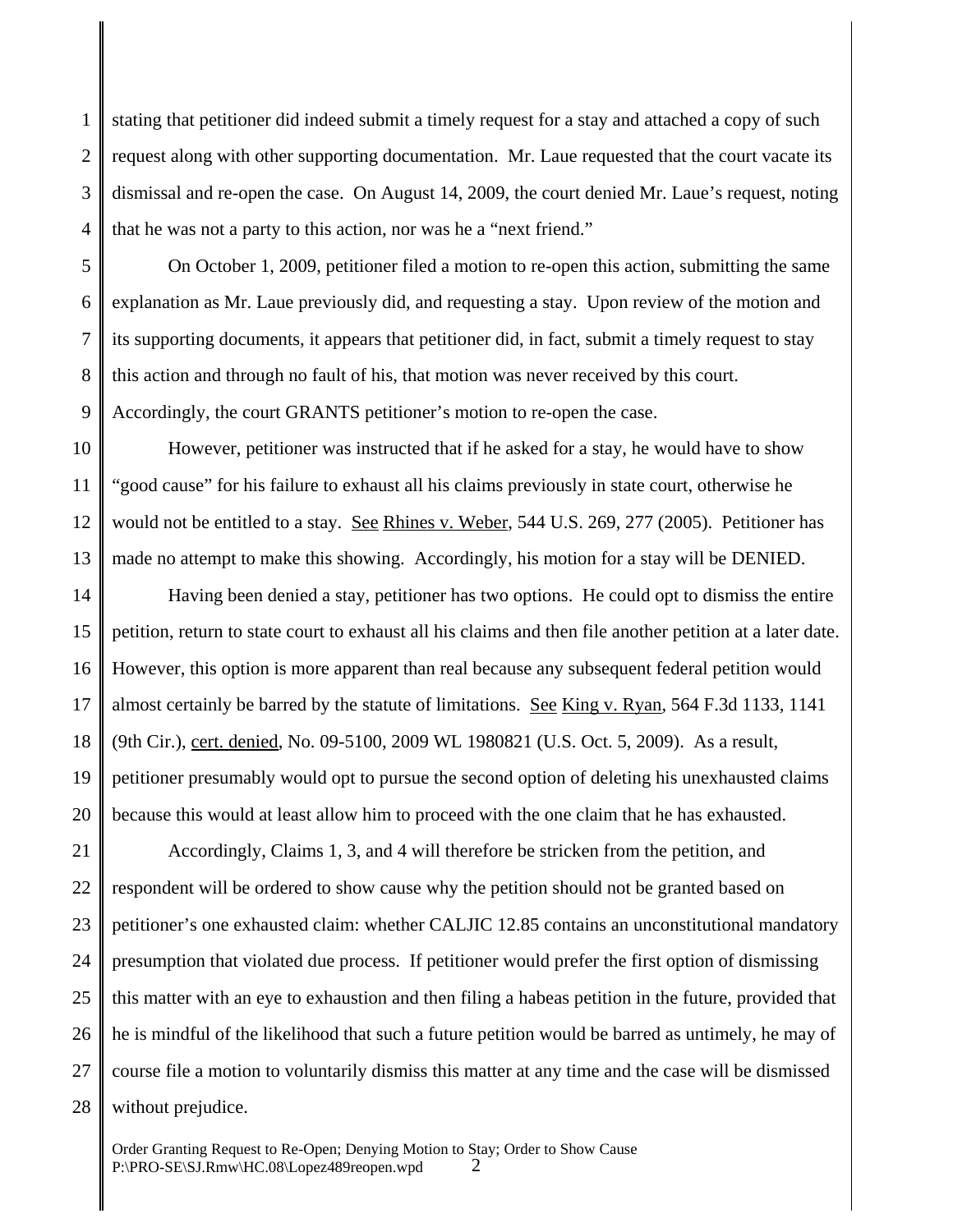stating that petitioner did indeed submit a timely request for a stay and attached a copy of such request along with other supporting documentation. Mr. Laue requested that the court vacate its dismissal and re-open the case. On August 14, 2009, the court denied Mr. Laue's request, noting that he was not a party to this action, nor was he a "next friend."

On October 1, 2009, petitioner filed a motion to re-open this action, submitting the same explanation as Mr. Laue previously did, and requesting a stay. Upon review of the motion and its supporting documents, it appears that petitioner did, in fact, submit a timely request to stay this action and through no fault of his, that motion was never received by this court. Accordingly, the court GRANTS petitioner's motion to re-open the case.

However, petitioner was instructed that if he asked for a stay, he would have to show "good cause" for his failure to exhaust all his claims previously in state court, otherwise he would not be entitled to a stay. See Rhines v. Weber, 544 U.S. 269, 277 (2005). Petitioner has made no attempt to make this showing. Accordingly, his motion for a stay will be DENIED.

Having been denied a stay, petitioner has two options. He could opt to dismiss the entire petition, return to state court to exhaust all his claims and then file another petition at a later date. However, this option is more apparent than real because any subsequent federal petition would almost certainly be barred by the statute of limitations. See King v. Ryan, 564 F.3d 1133, 1141 (9th Cir.), cert. denied, No. 09-5100, 2009 WL 1980821 (U.S. Oct. 5, 2009). As a result, petitioner presumably would opt to pursue the second option of deleting his unexhausted claims because this would at least allow him to proceed with the one claim that he has exhausted.

Accordingly, Claims 1, 3, and 4 will therefore be stricken from the petition, and respondent will be ordered to show cause why the petition should not be granted based on petitioner's one exhausted claim: whether CALJIC 12.85 contains an unconstitutional mandatory presumption that violated due process. If petitioner would prefer the first option of dismissing this matter with an eye to exhaustion and then filing a habeas petition in the future, provided that he is mindful of the likelihood that such a future petition would be barred as untimely, he may of course file a motion to voluntarily dismiss this matter at any time and the case will be dismissed without prejudice.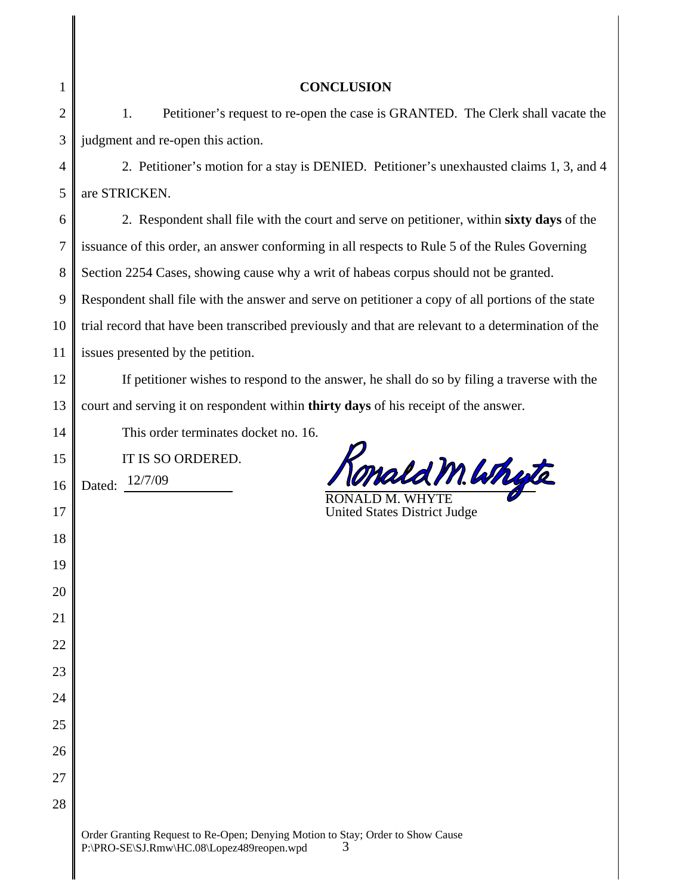## CONCLUSION

1. Petitioner's request to re-open the case is GRANTED. The Clerk shall vacate the judgment and re-open this action.

2. Petitioner's motion for a stay is DENIED. Petitioner's unexhausted claims 1, 3, and 4 are STRICKEN.

2. Respondent shall file with the court and serve on petitioner, within **sixty days** of the issuance of this order, an answer conforming in all respects to Rule 5 of the Rules Governing Section 2254 Cases, showing cause why a writ of habeas corpus should not be granted. Respondent shall file with the answer and serve on petitioner a copy of all portions of the state trial record that have been transcribed previously and that are relevant to a determination of the issues presented by the petition.

If petitioner wishes to respond to the answer, he shall do so by filing a traverse with the court and serving it on respondent within **thirty days** of his receipt of the answer.

This order terminates docket no. 16.

IT IS SO ORDERED.

Dated: 12/7/09

RONALD M. WHYTE
United States District Judge

Order Granting Request to Re-Open; Denying Motion to Stay; Order to Show Cause
P:\PRO-SE\SJ.Rmw\HC.08\Lopez489reopen.wpd